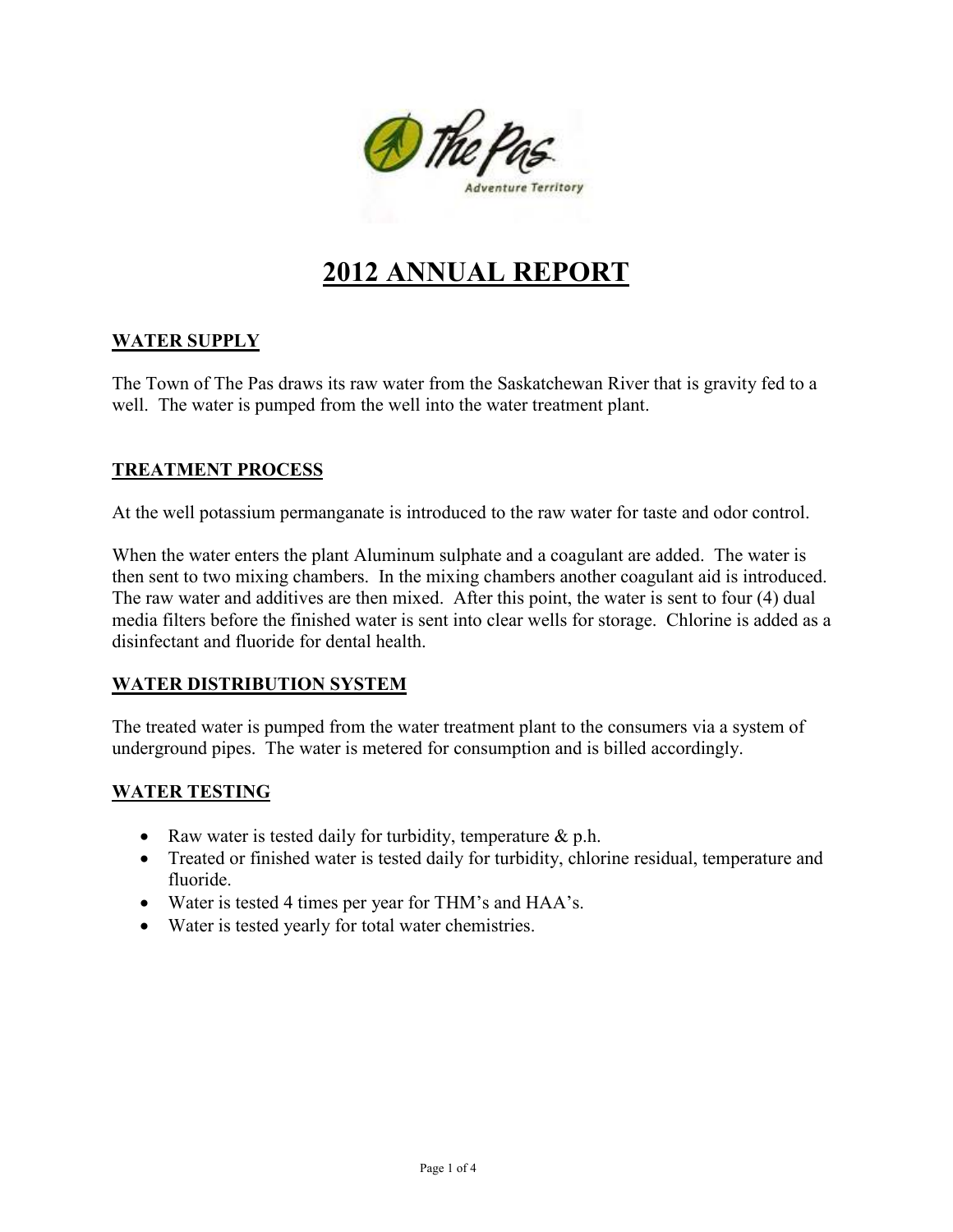# 2012 ANNUAL REPORT

## WATER SUPPLY

The Town of The Pas draws its raw water from the Saskatchewan River that is gravity fed to a well. The water is pumped from the well into the water treatment plant.

## TREATMENT PROCESS

At the well potassium permanganate is introduced to the raw water for taste and odor control.

When the water enters the plant Aluminum sulphate and a coagulant are added. The water is then sent to two mixing chambers. In the mixing chambers another coagulant aid is introduced. The raw water and additives are then mixed. After this point, the water is sent to four (4) dual media filters before the finished water is sent into clear wells for storage. Chlorine is added as a disinfectant and fluoride for dental health.

## WATER DISTRIBUTION SYSTEM

The treated water is pumped from the water treatment plant to the consumers via a system of underground pipes. The water is metered for consumption and is billed accordingly.

## WATER TESTING

- Raw water is tested daily for turbidity, temperature & p.h.
- Treated or finished water is tested daily for turbidity, chlorine residual, temperature and fluoride.
- Water is tested 4 times per year for THM's and HAA's.
- Water is tested yearly for total water chemistries.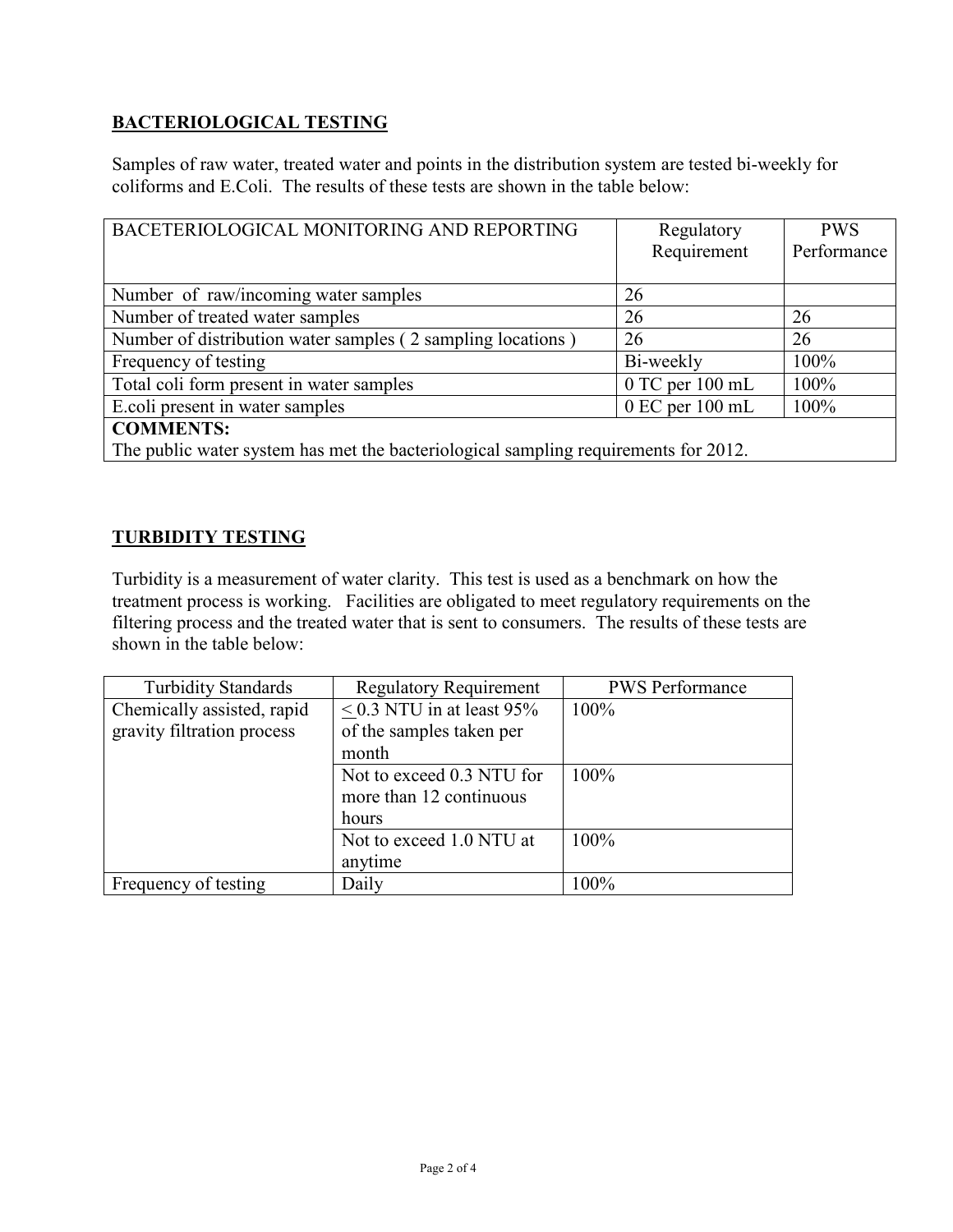## BACTERIOLOGICAL TESTING

Samples of raw water, treated water and points in the distribution system are tested bi-weekly for coliforms and E.Coli. The results of these tests are shown in the table below:

| BACETERIOLOGICAL MONITORING AND REPORTING | Regulatory Requirement | PWS Performance |
|---|---|---|
| Number of raw/incoming water samples | 26 | |
| Number of treated water samples | 26 | 26 |
| Number of distribution water samples ( 2 sampling locations ) | 26 | 26 |
| Frequency of testing | Bi-weekly | 100% |
| Total coli form present in water samples | 0 TC per 100 mL | 100% |
| E.coli present in water samples | 0 EC per 100 mL | 100% |
| **COMMENTS:** The public water system has met the bacteriological sampling requirements for 2012. | | |

## TURBIDITY TESTING

Turbidity is a measurement of water clarity. This test is used as a benchmark on how the treatment process is working. Facilities are obligated to meet regulatory requirements on the filtering process and the treated water that is sent to consumers. The results of these tests are shown in the table below:

| Turbidity Standards | Regulatory Requirement | PWS Performance |
|---|---|---|
| Chemically assisted, rapid gravity filtration process | $\leq$ 0.3 NTU in at least 95% of the samples taken per month | 100% |
| | Not to exceed 0.3 NTU for more than 12 continuous hours | 100% |
| | Not to exceed 1.0 NTU at anytime | 100% |
| Frequency of testing | Daily | 100% |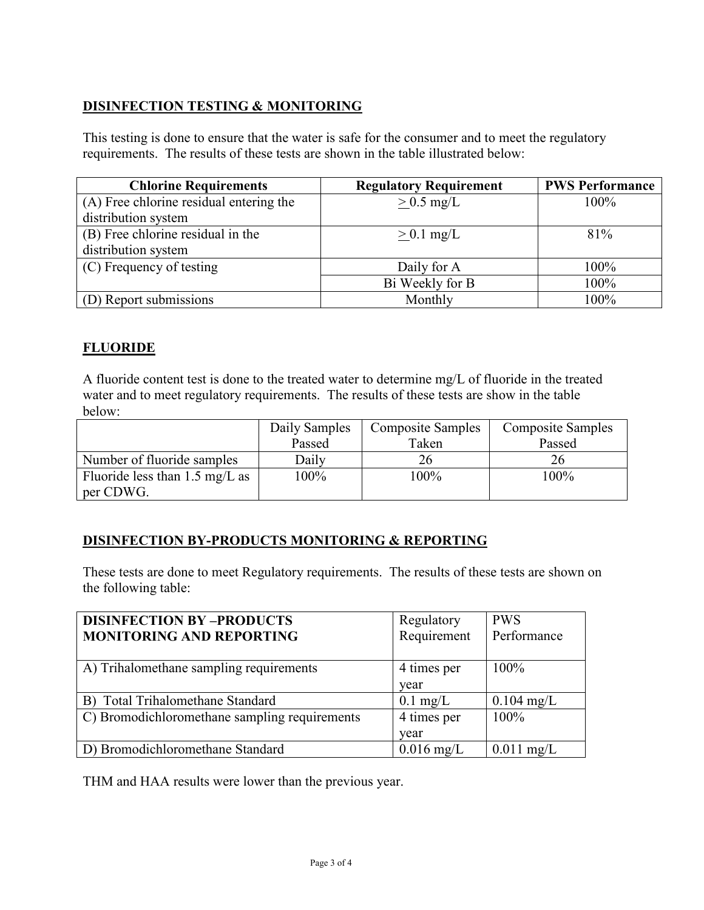## DISINFECTION TESTING & MONITORING

This testing is done to ensure that the water is safe for the consumer and to meet the regulatory requirements. The results of these tests are shown in the table illustrated below:

| Chlorine Requirements | Regulatory Requirement | PWS Performance |
|---|---|---|
| (A) Free chlorine residual entering the distribution system | $\geq$ 0.5 mg/L | 100% |
| (B) Free chlorine residual in the distribution system | $\geq$ 0.1 mg/L | 81% |
| (C) Frequency of testing | Daily for A | 100% |
| | Bi Weekly for B | 100% |
| (D) Report submissions | Monthly | 100% |

## FLUORIDE

A fluoride content test is done to the treated water to determine mg/L of fluoride in the treated water and to meet regulatory requirements. The results of these tests are show in the table below:

| | Daily Samples Passed | Composite Samples Taken | Composite Samples Passed |
|---|---|---|---|
| Number of fluoride samples | Daily | 26 | 26 |
| Fluoride less than 1.5 mg/L as per CDWG. | 100% | 100% | 100% |

## DISINFECTION BY-PRODUCTS MONITORING & REPORTING

These tests are done to meet Regulatory requirements. The results of these tests are shown on the following table:

| DISINFECTION BY –PRODUCTS MONITORING AND REPORTING | Regulatory Requirement | PWS Performance |
|---|---|---|
| A) Trihalomethane sampling requirements | 4 times per year | 100% |
| B) Total Trihalomethane Standard | 0.1 mg/L | 0.104 mg/L |
| C) Bromodichloromethane sampling requirements | 4 times per year | 100% |
| D) Bromodichloromethane Standard | 0.016 mg/L | 0.011 mg/L |

THM and HAA results were lower than the previous year.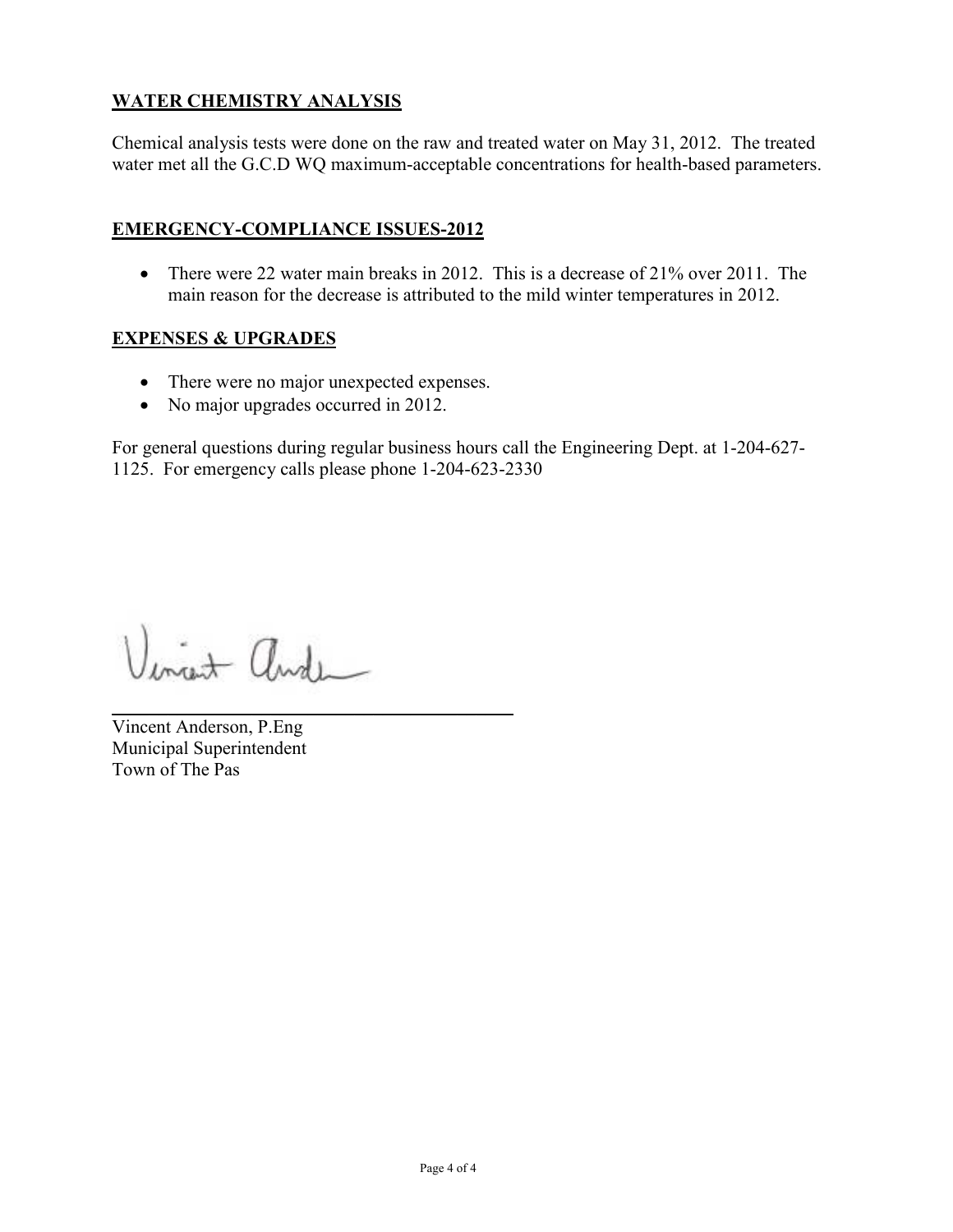## WATER CHEMISTRY ANALYSIS

Chemical analysis tests were done on the raw and treated water on May 31, 2012. The treated water met all the G.C.D WQ maximum-acceptable concentrations for health-based parameters.

## EMERGENCY-COMPLIANCE ISSUES-2012

- There were 22 water main breaks in 2012. This is a decrease of 21% over 2011. The main reason for the decrease is attributed to the mild winter temperatures in 2012.

## EXPENSES & UPGRADES

- There were no major unexpected expenses.
- No major upgrades occurred in 2012.

For general questions during regular business hours call the Engineering Dept. at 1-204-627-1125. For emergency calls please phone 1-204-623-2330

Vincent Anderson, P.Eng
Municipal Superintendent
Town of The Pas